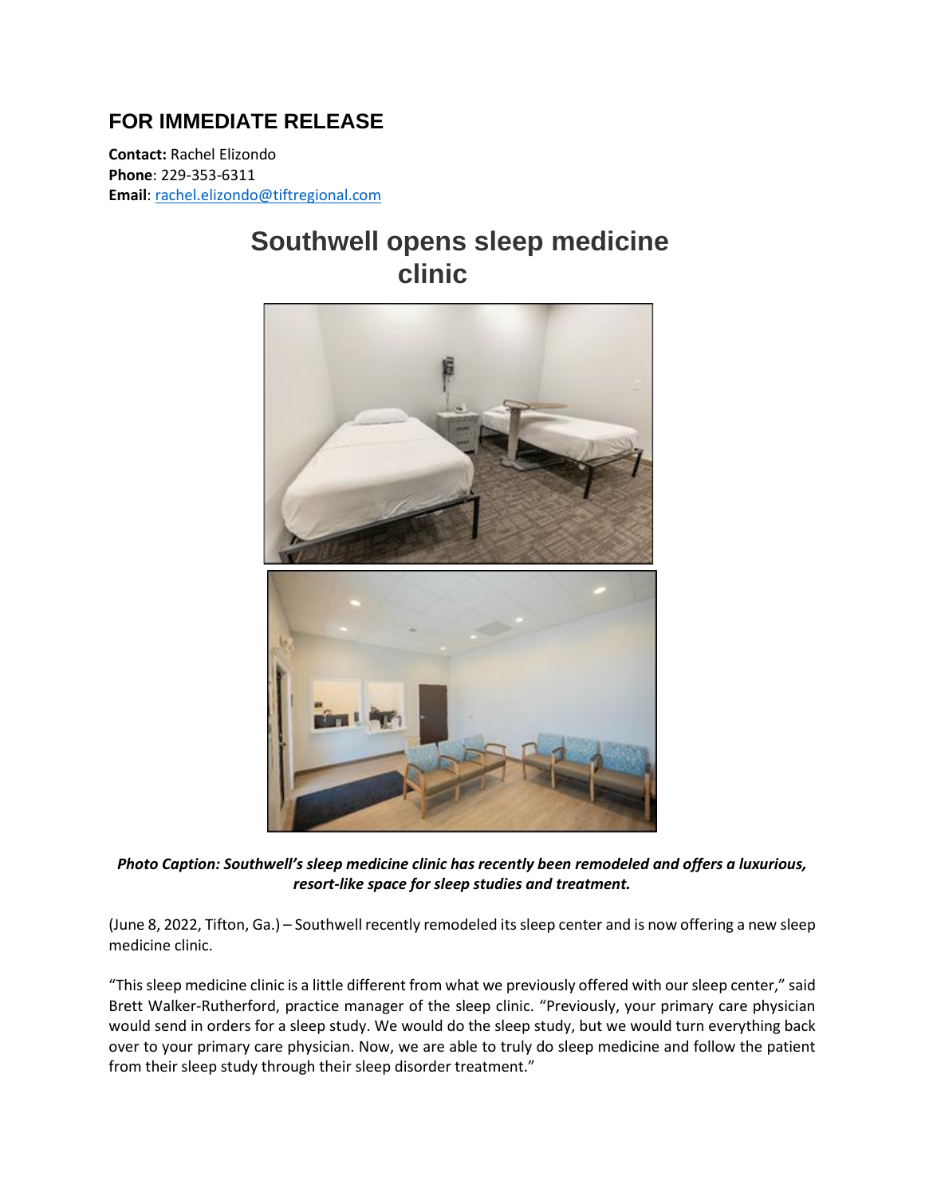## FOR IMMEDIATE RELEASE

**Contact:** Rachel Elizondo
**Phone**: 229-353-6311
**Email**: rachel.elizondo@tiftregional.com

# Southwell opens sleep medicine clinic

***Photo Caption: Southwell's sleep medicine clinic has recently been remodeled and offers a luxurious, resort-like space for sleep studies and treatment.***

(June 8, 2022, Tifton, Ga.) – Southwell recently remodeled its sleep center and is now offering a new sleep medicine clinic.

"This sleep medicine clinic is a little different from what we previously offered with our sleep center," said Brett Walker-Rutherford, practice manager of the sleep clinic. "Previously, your primary care physician would send in orders for a sleep study. We would do the sleep study, but we would turn everything back over to your primary care physician. Now, we are able to truly do sleep medicine and follow the patient from their sleep study through their sleep disorder treatment."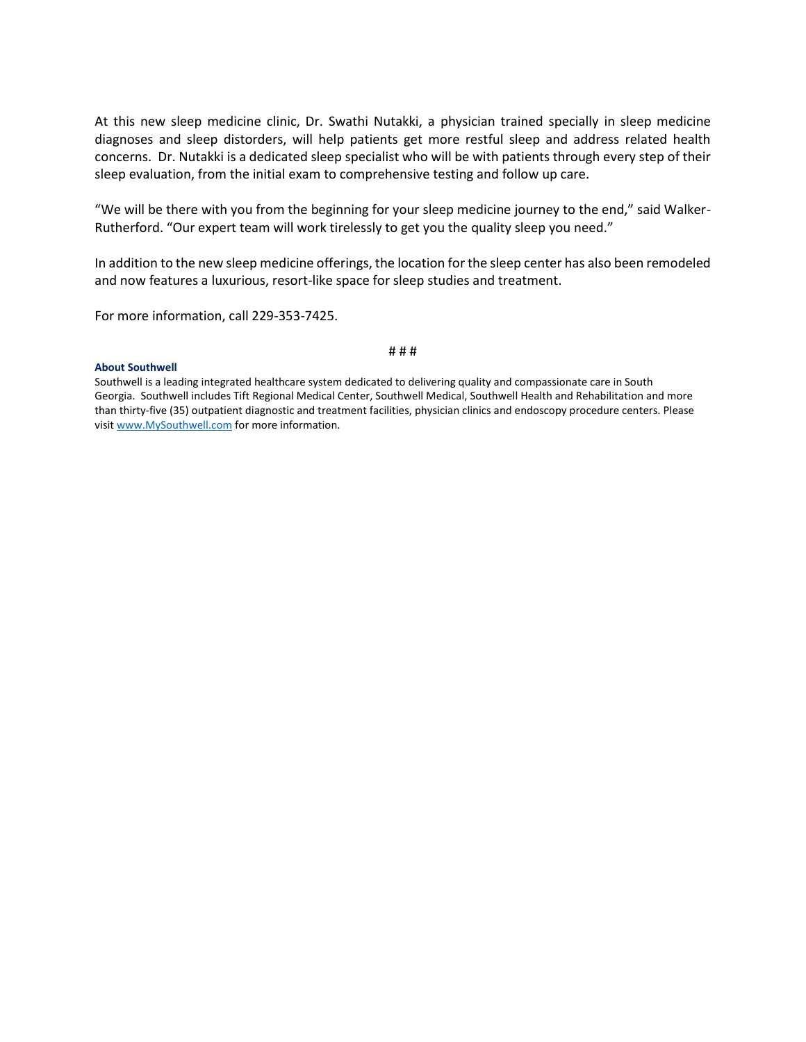At this new sleep medicine clinic, Dr. Swathi Nutakki, a physician trained specially in sleep medicine diagnoses and sleep distorders, will help patients get more restful sleep and address related health concerns. Dr. Nutakki is a dedicated sleep specialist who will be with patients through every step of their sleep evaluation, from the initial exam to comprehensive testing and follow up care.

“We will be there with you from the beginning for your sleep medicine journey to the end,” said Walker-Rutherford. “Our expert team will work tirelessly to get you the quality sleep you need.”

In addition to the new sleep medicine offerings, the location for the sleep center has also been remodeled and now features a luxurious, resort-like space for sleep studies and treatment.

For more information, call 229-353-7425.

# # #

**About Southwell**

Southwell is a leading integrated healthcare system dedicated to delivering quality and compassionate care in South Georgia. Southwell includes Tift Regional Medical Center, Southwell Medical, Southwell Health and Rehabilitation and more than thirty-five (35) outpatient diagnostic and treatment facilities, physician clinics and endoscopy procedure centers. Please visit [www.MySouthwell.com](http://www.MySouthwell.com) for more information.